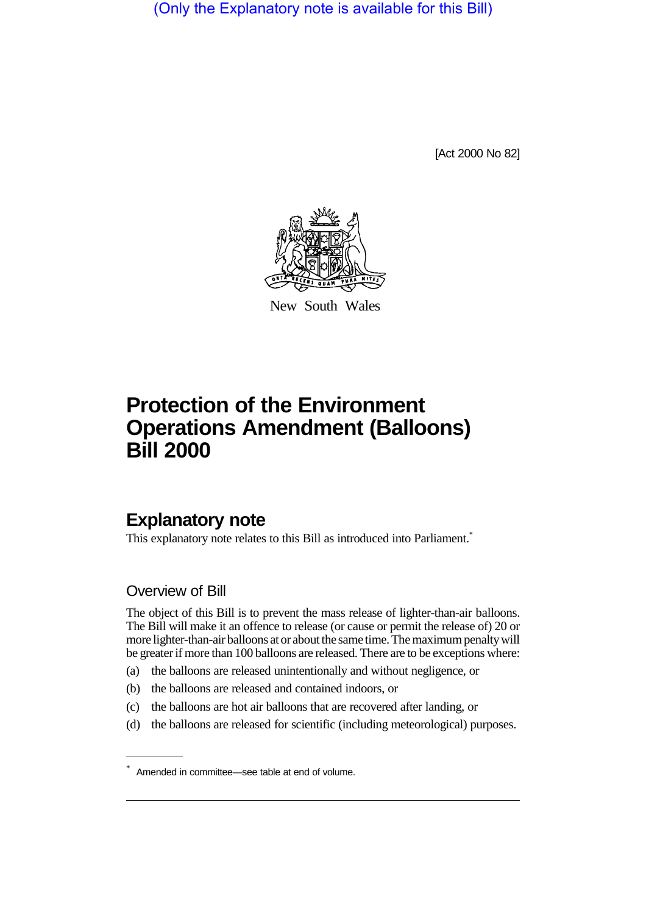(Only the Explanatory note is available for this Bill)

[Act 2000 No 82]

New South Wales

# Protection of the Environment Operations Amendment (Balloons) Bill 2000

## Explanatory note

This explanatory note relates to this Bill as introduced into Parliament.*

### Overview of Bill

The object of this Bill is to prevent the mass release of lighter-than-air balloons. The Bill will make it an offence to release (or cause or permit the release of) 20 or more lighter-than-air balloons at or about the same time. The maximum penalty will be greater if more than 100 balloons are released. There are to be exceptions where:

(a) the balloons are released unintentionally and without negligence, or

(b) the balloons are released and contained indoors, or

(c) the balloons are hot air balloons that are recovered after landing, or

(d) the balloons are released for scientific (including meteorological) purposes.

---

* Amended in committee—see table at end of volume.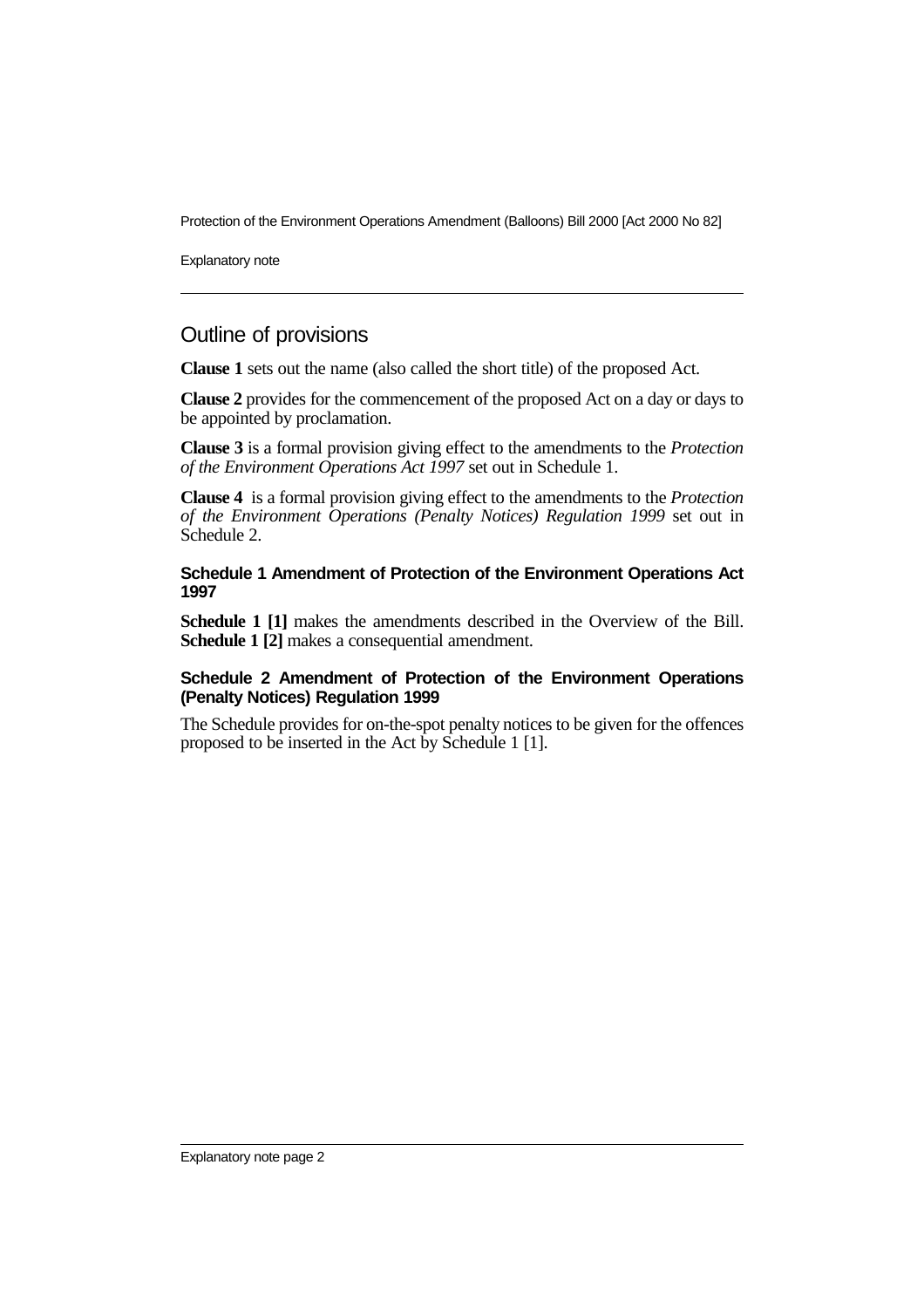## Outline of provisions

**Clause 1** sets out the name (also called the short title) of the proposed Act.

**Clause 2** provides for the commencement of the proposed Act on a day or days to be appointed by proclamation.

**Clause 3** is a formal provision giving effect to the amendments to the *Protection of the Environment Operations Act 1997* set out in Schedule 1.

**Clause 4** is a formal provision giving effect to the amendments to the *Protection of the Environment Operations (Penalty Notices) Regulation 1999* set out in Schedule 2.

### Schedule 1 Amendment of Protection of the Environment Operations Act 1997

**Schedule 1 [1]** makes the amendments described in the Overview of the Bill. **Schedule 1 [2]** makes a consequential amendment.

### Schedule 2 Amendment of Protection of the Environment Operations (Penalty Notices) Regulation 1999

The Schedule provides for on-the-spot penalty notices to be given for the offences proposed to be inserted in the Act by Schedule 1 [1].